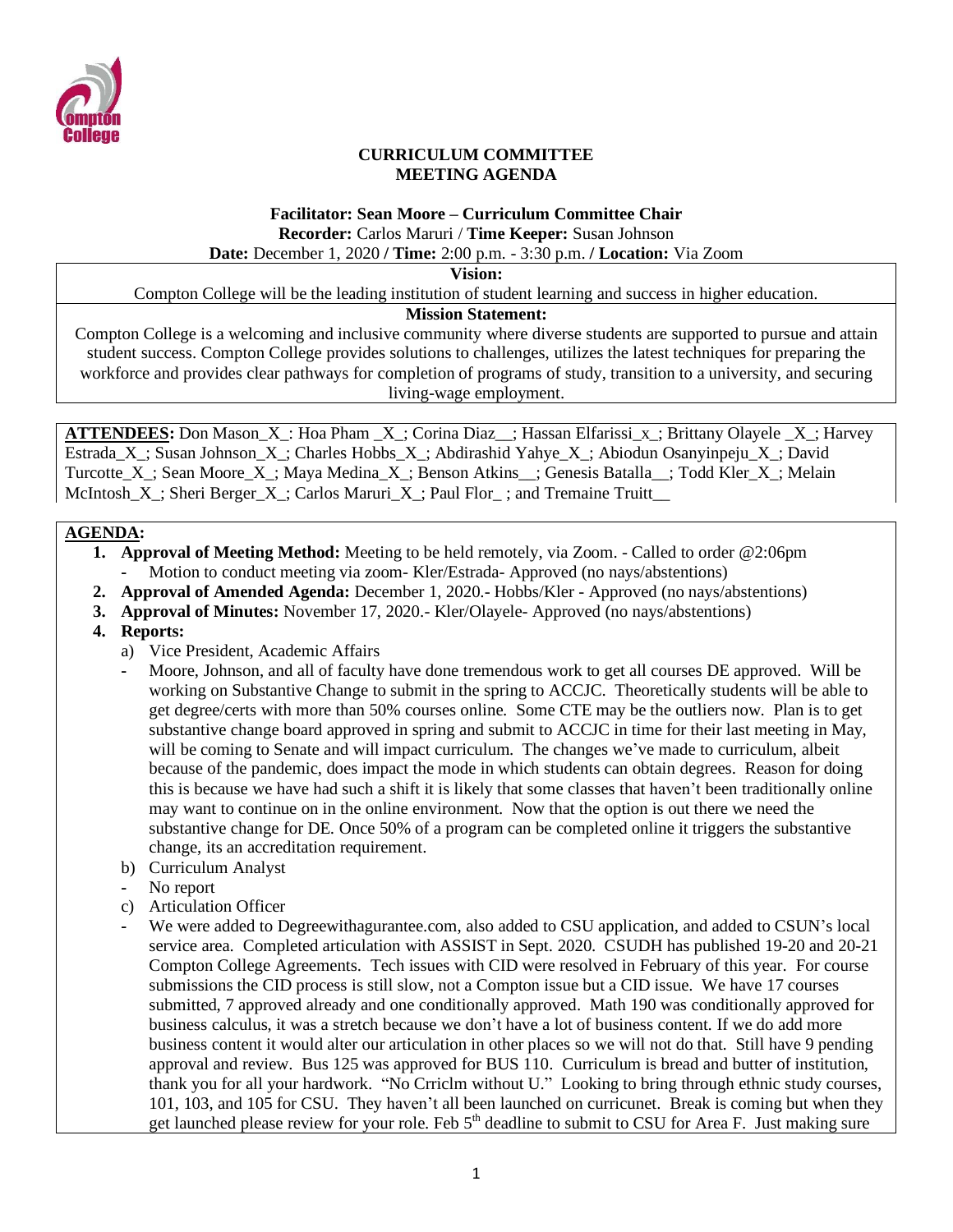# CURRICULUM COMMITTEE
## MEETING AGENDA

**Facilitator: Sean Moore – Curriculum Committee Chair**
**Recorder:** Carlos Maruri / **Time Keeper:** Susan Johnson
**Date:** December 1, 2020 / **Time:** 2:00 p.m. - 3:30 p.m. / **Location:** Via Zoom

**Vision:**
Compton College will be the leading institution of student learning and success in higher education.

**Mission Statement:**
Compton College is a welcoming and inclusive community where diverse students are supported to pursue and attain student success. Compton College provides solutions to challenges, utilizes the latest techniques for preparing the workforce and provides clear pathways for completion of programs of study, transition to a university, and securing living-wage employment.

**ATTENDEES:** Don Mason_X_: Hoa Pham _X_; Corina Diaz__; Hassan Elfarissi_x_; Brittany Olayele _X_; Harvey Estrada_X_; Susan Johnson_X_; Charles Hobbs_X_; Abdirashid Yahye_X_; Abiodun Osanyinpeju_X_; David Turcotte_X_; Sean Moore_X_; Maya Medina_X_; Benson Atkins__; Genesis Batalla__; Todd Kler_X_; Melain McIntosh_X_; Sheri Berger_X_; Carlos Maruri_X_; Paul Flor_ ; and Tremaine Truitt__

**AGENDA:**

1. **Approval of Meeting Method:** Meeting to be held remotely, via Zoom. - Called to order @2:06pm
   - Motion to conduct meeting via zoom- Kler/Estrada- Approved (no nays/abstentions)
2. **Approval of Amended Agenda:** December 1, 2020.- Hobbs/Kler - Approved (no nays/abstentions)
3. **Approval of Minutes:** November 17, 2020.- Kler/Olayele- Approved (no nays/abstentions)
4. **Reports:**
   a) Vice President, Academic Affairs
   - Moore, Johnson, and all of faculty have done tremendous work to get all courses DE approved. Will be working on Substantive Change to submit in the spring to ACCJC. Theoretically students will be able to get degree/certs with more than 50% courses online. Some CTE may be the outliers now. Plan is to get substantive change board approved in spring and submit to ACCJC in time for their last meeting in May, will be coming to Senate and will impact curriculum. The changes we've made to curriculum, albeit because of the pandemic, does impact the mode in which students can obtain degrees. Reason for doing this is because we have had such a shift it is likely that some classes that haven't been traditionally online may want to continue on in the online environment. Now that the option is out there we need the substantive change for DE. Once 50% of a program can be completed online it triggers the substantive change, its an accreditation requirement.

   b) Curriculum Analyst
   - No report

   c) Articulation Officer
   - We were added to Degreewithagurantee.com, also added to CSU application, and added to CSUN's local service area. Completed articulation with ASSIST in Sept. 2020. CSUDH has published 19-20 and 20-21 Compton College Agreements. Tech issues with CID were resolved in February of this year. For course submissions the CID process is still slow, not a Compton issue but a CID issue. We have 17 courses submitted, 7 approved already and one conditionally approved. Math 190 was conditionally approved for business calculus, it was a stretch because we don't have a lot of business content. If we do add more business content it would alter our articulation in other places so we will not do that. Still have 9 pending approval and review. Bus 125 was approved for BUS 110. Curriculum is bread and butter of institution, thank you for all your hardwork. "No Crriclm without U." Looking to bring through ethnic study courses, 101, 103, and 105 for CSU. They haven't all been launched on curricunet. Break is coming but when they get launched please review for your role. Feb 5th deadline to submit to CSU for Area F. Just making sure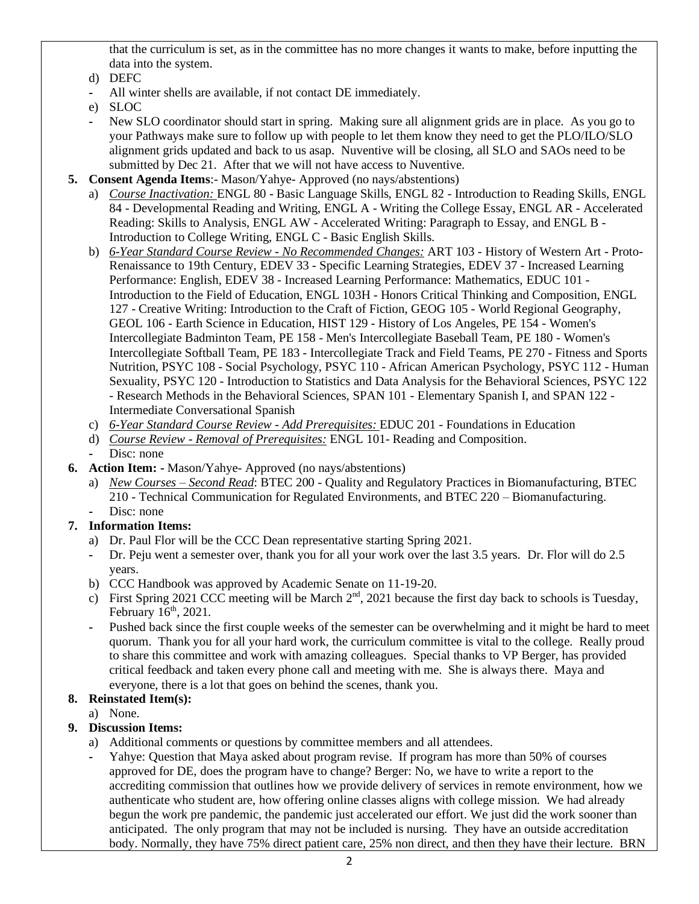that the curriculum is set, as in the committee has no more changes it wants to make, before inputting the data into the system.

d) DEFC

- All winter shells are available, if not contact DE immediately.

e) SLOC

- New SLO coordinator should start in spring. Making sure all alignment grids are in place. As you go to your Pathways make sure to follow up with people to let them know they need to get the PLO/ILO/SLO alignment grids updated and back to us asap. Nuventive will be closing, all SLO and SAOs need to be submitted by Dec 21. After that we will not have access to Nuventive.

**5. Consent Agenda Items**:- Mason/Yahye- Approved (no nays/abstentions)

a) *Course Inactivation:* ENGL 80 - Basic Language Skills, ENGL 82 - Introduction to Reading Skills, ENGL 84 - Developmental Reading and Writing, ENGL A - Writing the College Essay, ENGL AR - Accelerated Reading: Skills to Analysis, ENGL AW - Accelerated Writing: Paragraph to Essay, and ENGL B - Introduction to College Writing, ENGL C - Basic English Skills.

b) *6-Year Standard Course Review - No Recommended Changes:* ART 103 - History of Western Art - Proto-Renaissance to 19th Century, EDEV 33 - Specific Learning Strategies, EDEV 37 - Increased Learning Performance: English, EDEV 38 - Increased Learning Performance: Mathematics, EDUC 101 - Introduction to the Field of Education, ENGL 103H - Honors Critical Thinking and Composition, ENGL 127 - Creative Writing: Introduction to the Craft of Fiction, GEOG 105 - World Regional Geography, GEOL 106 - Earth Science in Education, HIST 129 - History of Los Angeles, PE 154 - Women's Intercollegiate Badminton Team, PE 158 - Men's Intercollegiate Baseball Team, PE 180 - Women's Intercollegiate Softball Team, PE 183 - Intercollegiate Track and Field Teams, PE 270 - Fitness and Sports Nutrition, PSYC 108 - Social Psychology, PSYC 110 - African American Psychology, PSYC 112 - Human Sexuality, PSYC 120 - Introduction to Statistics and Data Analysis for the Behavioral Sciences, PSYC 122 - Research Methods in the Behavioral Sciences, SPAN 101 - Elementary Spanish I, and SPAN 122 - Intermediate Conversational Spanish

c) *6-Year Standard Course Review - Add Prerequisites:* EDUC 201 - Foundations in Education

d) *Course Review - Removal of Prerequisites:* ENGL 101- Reading and Composition.

- Disc: none

**6. Action Item: -** Mason/Yahye- Approved (no nays/abstentions)

a) *New Courses – Second Read*: BTEC 200 - Quality and Regulatory Practices in Biomanufacturing, BTEC 210 - Technical Communication for Regulated Environments, and BTEC 220 – Biomanufacturing.

- Disc: none

**7. Information Items:**

a) Dr. Paul Flor will be the CCC Dean representative starting Spring 2021.

- Dr. Peju went a semester over, thank you for all your work over the last 3.5 years. Dr. Flor will do 2.5 years.

b) CCC Handbook was approved by Academic Senate on 11-19-20.

c) First Spring 2021 CCC meeting will be March 2nd, 2021 because the first day back to schools is Tuesday, February 16th, 2021.

- Pushed back since the first couple weeks of the semester can be overwhelming and it might be hard to meet quorum. Thank you for all your hard work, the curriculum committee is vital to the college. Really proud to share this committee and work with amazing colleagues. Special thanks to VP Berger, has provided critical feedback and taken every phone call and meeting with me. She is always there. Maya and everyone, there is a lot that goes on behind the scenes, thank you.

**8. Reinstated Item(s):**

a) None.

**9. Discussion Items:**

a) Additional comments or questions by committee members and all attendees.

- Yahye: Question that Maya asked about program revise. If program has more than 50% of courses approved for DE, does the program have to change? Berger: No, we have to write a report to the accrediting commission that outlines how we provide delivery of services in remote environment, how we authenticate who student are, how offering online classes aligns with college mission. We had already begun the work pre pandemic, the pandemic just accelerated our effort. We just did the work sooner than anticipated. The only program that may not be included is nursing. They have an outside accreditation body. Normally, they have 75% direct patient care, 25% non direct, and then they have their lecture. BRN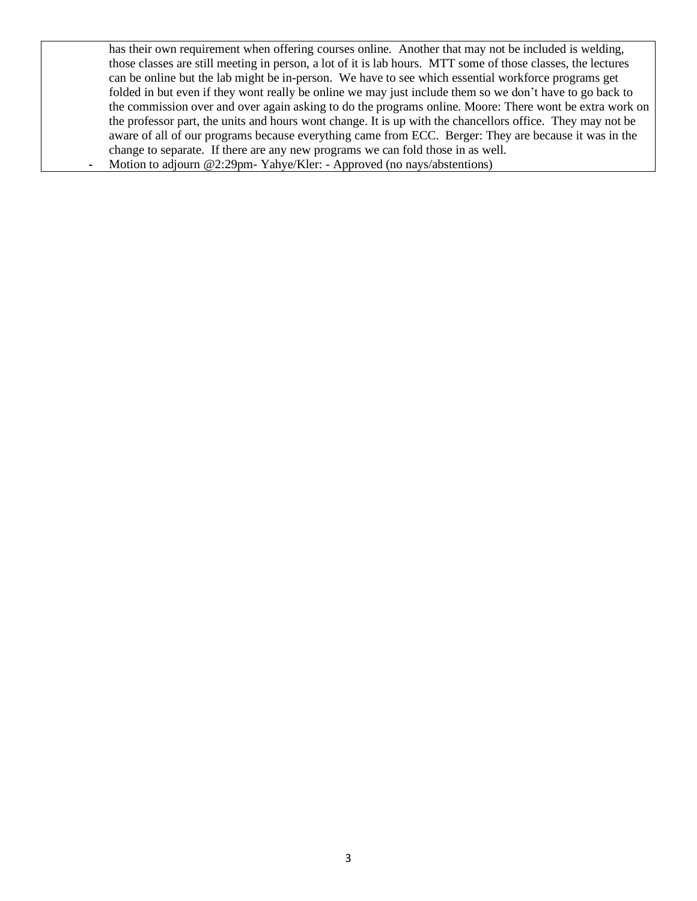has their own requirement when offering courses online. Another that may not be included is welding, those classes are still meeting in person, a lot of it is lab hours. MTT some of those classes, the lectures can be online but the lab might be in-person. We have to see which essential workforce programs get folded in but even if they wont really be online we may just include them so we don't have to go back to the commission over and over again asking to do the programs online. Moore: There wont be extra work on the professor part, the units and hours wont change. It is up with the chancellors office. They may not be aware of all of our programs because everything came from ECC. Berger: They are because it was in the change to separate. If there are any new programs we can fold those in as well.

- Motion to adjourn @2:29pm- Yahye/Kler: - Approved (no nays/abstentions)